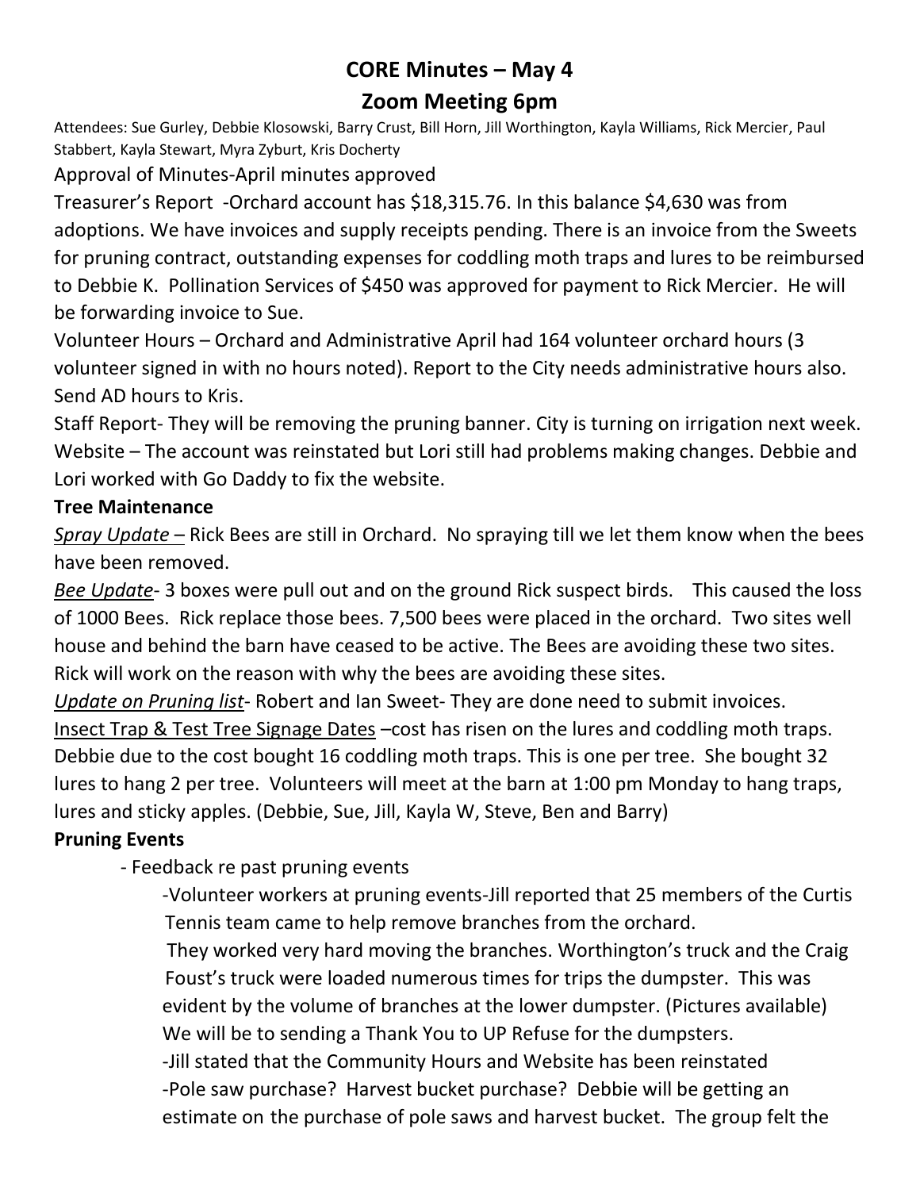# CORE Minutes – May 4

## Zoom Meeting 6pm

Attendees: Sue Gurley, Debbie Klosowski, Barry Crust, Bill Horn, Jill Worthington, Kayla Williams, Rick Mercier, Paul Stabbert, Kayla Stewart, Myra Zyburt, Kris Docherty

Approval of Minutes-April minutes approved

Treasurer's Report -Orchard account has $18,315.76. In this balance $4,630 was from adoptions. We have invoices and supply receipts pending. There is an invoice from the Sweets for pruning contract, outstanding expenses for coddling moth traps and lures to be reimbursed to Debbie K. Pollination Services of $450 was approved for payment to Rick Mercier. He will be forwarding invoice to Sue.

Volunteer Hours – Orchard and Administrative April had 164 volunteer orchard hours (3 volunteer signed in with no hours noted). Report to the City needs administrative hours also. Send AD hours to Kris.

Staff Report- They will be removing the pruning banner. City is turning on irrigation next week.

Website – The account was reinstated but Lori still had problems making changes. Debbie and Lori worked with Go Daddy to fix the website.

**Tree Maintenance**

*Spray Update –* Rick Bees are still in Orchard. No spraying till we let them know when the bees have been removed.

*Bee Update*- 3 boxes were pull out and on the ground Rick suspect birds. This caused the loss of 1000 Bees. Rick replace those bees. 7,500 bees were placed in the orchard. Two sites well house and behind the barn have ceased to be active. The Bees are avoiding these two sites. Rick will work on the reason with why the bees are avoiding these sites.

*Update on Pruning list*- Robert and Ian Sweet- They are done need to submit invoices.

Insect Trap & Test Tree Signage Dates –cost has risen on the lures and coddling moth traps. Debbie due to the cost bought 16 coddling moth traps. This is one per tree. She bought 32 lures to hang 2 per tree. Volunteers will meet at the barn at 1:00 pm Monday to hang traps, lures and sticky apples. (Debbie, Sue, Jill, Kayla W, Steve, Ben and Barry)

**Pruning Events**

- Feedback re past pruning events
  - Volunteer workers at pruning events-Jill reported that 25 members of the Curtis Tennis team came to help remove branches from the orchard. They worked very hard moving the branches. Worthington's truck and the Craig Foust's truck were loaded numerous times for trips the dumpster. This was evident by the volume of branches at the lower dumpster. (Pictures available) We will be to sending a Thank You to UP Refuse for the dumpsters.
  - Jill stated that the Community Hours and Website has been reinstated
  - Pole saw purchase? Harvest bucket purchase? Debbie will be getting an estimate on the purchase of pole saws and harvest bucket. The group felt the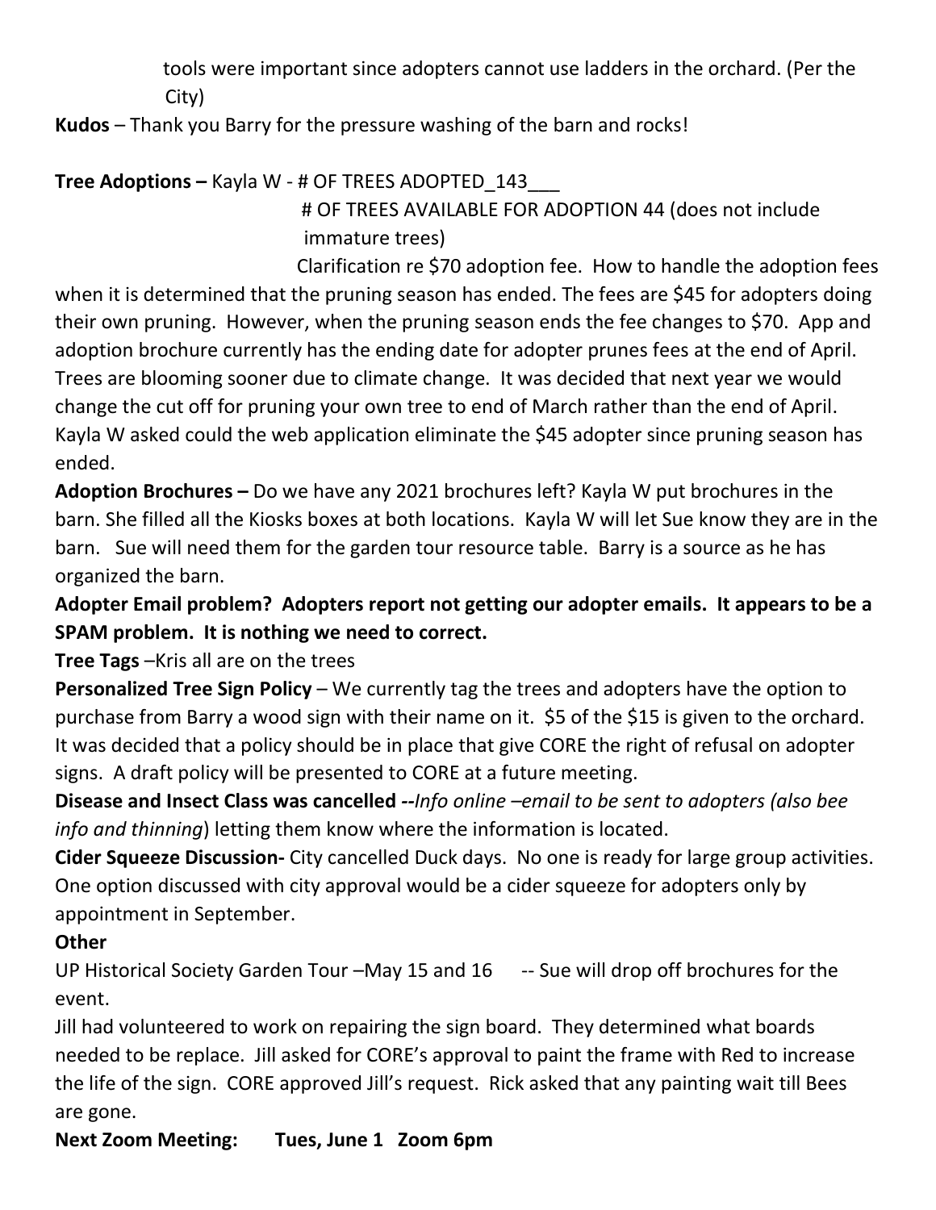tools were important since adopters cannot use ladders in the orchard. (Per the City)

**Kudos** – Thank you Barry for the pressure washing of the barn and rocks!

**Tree Adoptions –** Kayla W - # OF TREES ADOPTED_143___

# OF TREES AVAILABLE FOR ADOPTION 44 (does not include immature trees)

Clarification re $70 adoption fee. How to handle the adoption fees when it is determined that the pruning season has ended. The fees are $45 for adopters doing their own pruning. However, when the pruning season ends the fee changes to $70. App and adoption brochure currently has the ending date for adopter prunes fees at the end of April. Trees are blooming sooner due to climate change. It was decided that next year we would change the cut off for pruning your own tree to end of March rather than the end of April. Kayla W asked could the web application eliminate the $45 adopter since pruning season has ended.

**Adoption Brochures –** Do we have any 2021 brochures left? Kayla W put brochures in the barn. She filled all the Kiosks boxes at both locations. Kayla W will let Sue know they are in the barn. Sue will need them for the garden tour resource table. Barry is a source as he has organized the barn.

**Adopter Email problem? Adopters report not getting our adopter emails. It appears to be a SPAM problem. It is nothing we need to correct.**

**Tree Tags** –Kris all are on the trees

**Personalized Tree Sign Policy** – We currently tag the trees and adopters have the option to purchase from Barry a wood sign with their name on it. $5 of the $15 is given to the orchard. It was decided that a policy should be in place that give CORE the right of refusal on adopter signs. A draft policy will be presented to CORE at a future meeting.

**Disease and Insect Class was cancelled --***Info online –email to be sent to adopters (also bee info and thinning*) letting them know where the information is located.

**Cider Squeeze Discussion-** City cancelled Duck days. No one is ready for large group activities. One option discussed with city approval would be a cider squeeze for adopters only by appointment in September.

**Other**

UP Historical Society Garden Tour –May 15 and 16 -- Sue will drop off brochures for the event.

Jill had volunteered to work on repairing the sign board. They determined what boards needed to be replace. Jill asked for CORE's approval to paint the frame with Red to increase the life of the sign. CORE approved Jill's request. Rick asked that any painting wait till Bees are gone.

**Next Zoom Meeting: Tues, June 1 Zoom 6pm**